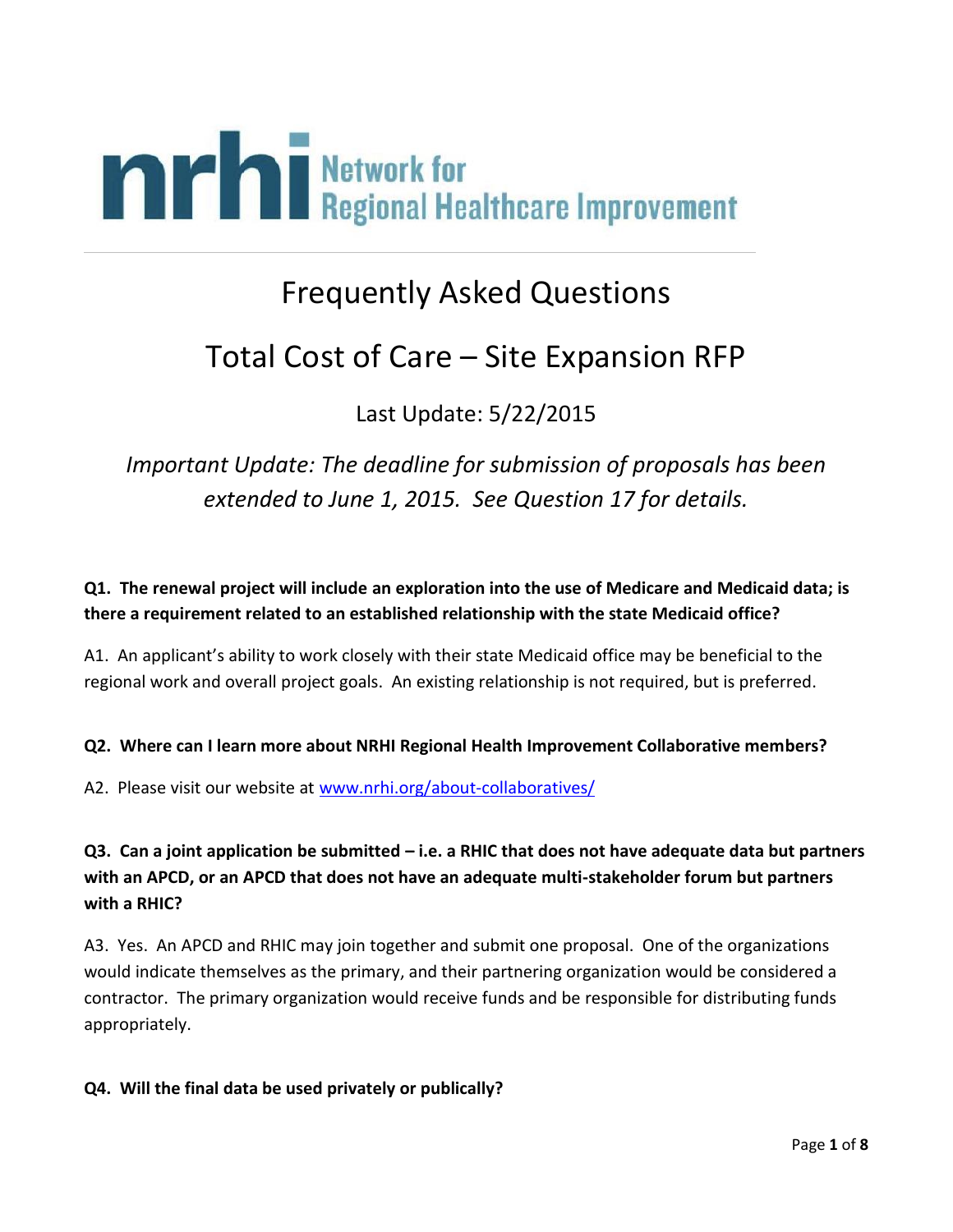**nrhi** Network for Regional Healthcare Improvement

# Frequently Asked Questions

## Total Cost of Care – Site Expansion RFP

Last Update: 5/22/2015

*Important Update: The deadline for submission of proposals has been extended to June 1, 2015. See Question 17 for details.*

**Q1. The renewal project will include an exploration into the use of Medicare and Medicaid data; is there a requirement related to an established relationship with the state Medicaid office?**

A1. An applicant's ability to work closely with their state Medicaid office may be beneficial to the regional work and overall project goals. An existing relationship is not required, but is preferred.

**Q2. Where can I learn more about NRHI Regional Health Improvement Collaborative members?**

A2. Please visit our website at www.nrhi.org/about-collaboratives/

**Q3. Can a joint application be submitted – i.e. a RHIC that does not have adequate data but partners with an APCD, or an APCD that does not have an adequate multi-stakeholder forum but partners with a RHIC?**

A3. Yes. An APCD and RHIC may join together and submit one proposal. One of the organizations would indicate themselves as the primary, and their partnering organization would be considered a contractor. The primary organization would receive funds and be responsible for distributing funds appropriately.

**Q4. Will the final data be used privately or publically?**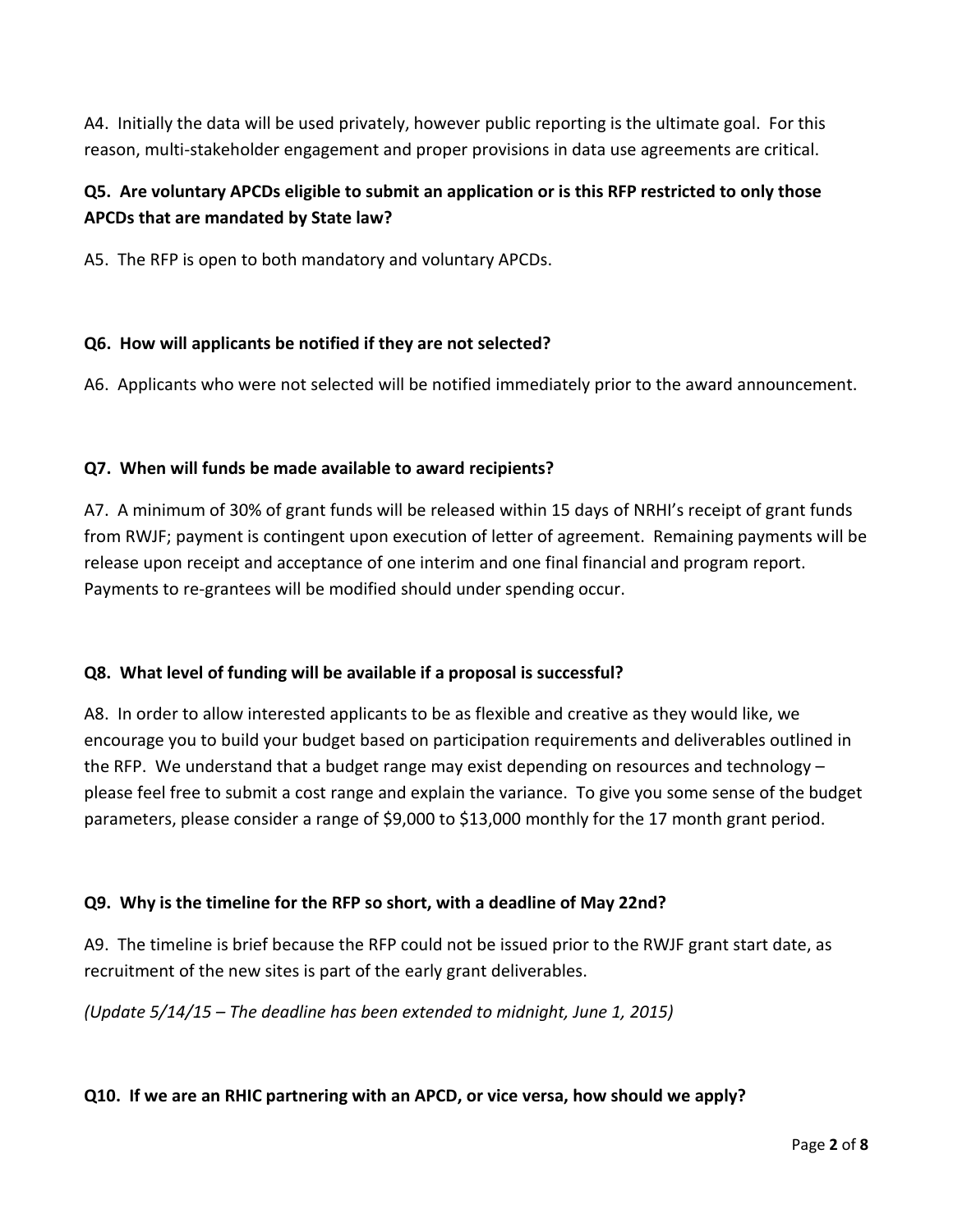A4. Initially the data will be used privately, however public reporting is the ultimate goal. For this reason, multi-stakeholder engagement and proper provisions in data use agreements are critical.

**Q5. Are voluntary APCDs eligible to submit an application or is this RFP restricted to only those APCDs that are mandated by State law?**

A5. The RFP is open to both mandatory and voluntary APCDs.

**Q6. How will applicants be notified if they are not selected?**

A6. Applicants who were not selected will be notified immediately prior to the award announcement.

**Q7. When will funds be made available to award recipients?**

A7. A minimum of 30% of grant funds will be released within 15 days of NRHI's receipt of grant funds from RWJF; payment is contingent upon execution of letter of agreement. Remaining payments will be release upon receipt and acceptance of one interim and one final financial and program report. Payments to re-grantees will be modified should under spending occur.

**Q8. What level of funding will be available if a proposal is successful?**

A8. In order to allow interested applicants to be as flexible and creative as they would like, we encourage you to build your budget based on participation requirements and deliverables outlined in the RFP. We understand that a budget range may exist depending on resources and technology – please feel free to submit a cost range and explain the variance. To give you some sense of the budget parameters, please consider a range of $9,000 to $13,000 monthly for the 17 month grant period.

**Q9. Why is the timeline for the RFP so short, with a deadline of May 22nd?**

A9. The timeline is brief because the RFP could not be issued prior to the RWJF grant start date, as recruitment of the new sites is part of the early grant deliverables.

*(Update 5/14/15 – The deadline has been extended to midnight, June 1, 2015)*

**Q10. If we are an RHIC partnering with an APCD, or vice versa, how should we apply?**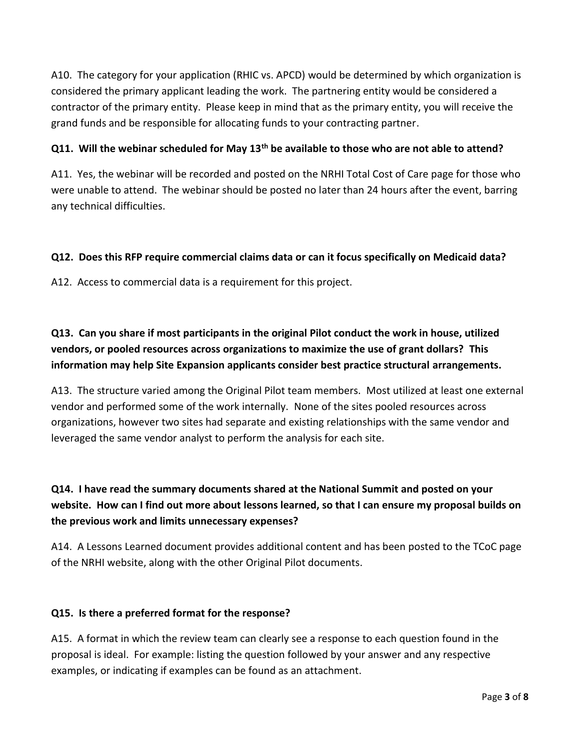A10. The category for your application (RHIC vs. APCD) would be determined by which organization is considered the primary applicant leading the work. The partnering entity would be considered a contractor of the primary entity. Please keep in mind that as the primary entity, you will receive the grand funds and be responsible for allocating funds to your contracting partner.

**Q11. Will the webinar scheduled for May 13th be available to those who are not able to attend?**

A11. Yes, the webinar will be recorded and posted on the NRHI Total Cost of Care page for those who were unable to attend. The webinar should be posted no later than 24 hours after the event, barring any technical difficulties.

**Q12. Does this RFP require commercial claims data or can it focus specifically on Medicaid data?**

A12. Access to commercial data is a requirement for this project.

**Q13. Can you share if most participants in the original Pilot conduct the work in house, utilized vendors, or pooled resources across organizations to maximize the use of grant dollars? This information may help Site Expansion applicants consider best practice structural arrangements.**

A13. The structure varied among the Original Pilot team members. Most utilized at least one external vendor and performed some of the work internally. None of the sites pooled resources across organizations, however two sites had separate and existing relationships with the same vendor and leveraged the same vendor analyst to perform the analysis for each site.

**Q14. I have read the summary documents shared at the National Summit and posted on your website. How can I find out more about lessons learned, so that I can ensure my proposal builds on the previous work and limits unnecessary expenses?**

A14. A Lessons Learned document provides additional content and has been posted to the TCoC page of the NRHI website, along with the other Original Pilot documents.

**Q15. Is there a preferred format for the response?**

A15. A format in which the review team can clearly see a response to each question found in the proposal is ideal. For example: listing the question followed by your answer and any respective examples, or indicating if examples can be found as an attachment.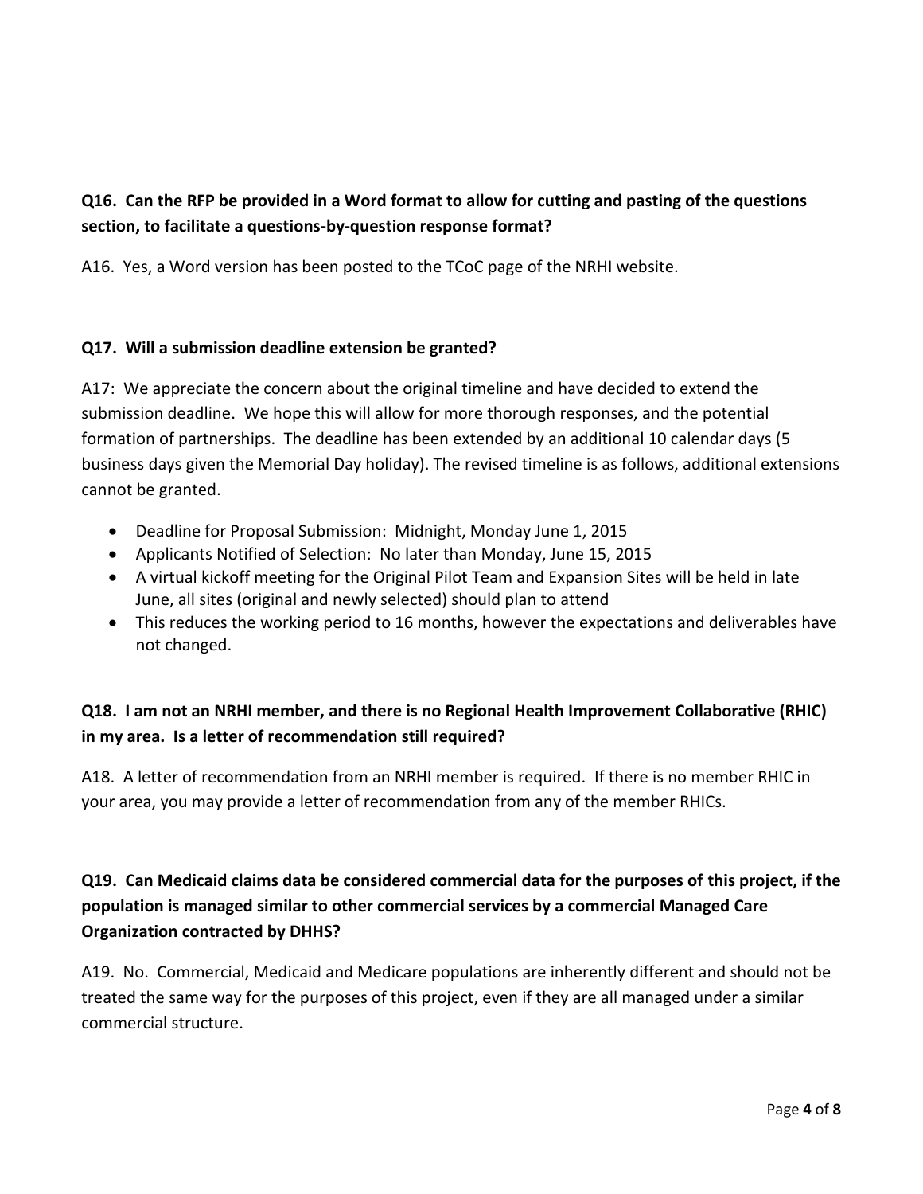**Q16. Can the RFP be provided in a Word format to allow for cutting and pasting of the questions section, to facilitate a questions-by-question response format?**

A16. Yes, a Word version has been posted to the TCoC page of the NRHI website.

**Q17. Will a submission deadline extension be granted?**

A17: We appreciate the concern about the original timeline and have decided to extend the submission deadline. We hope this will allow for more thorough responses, and the potential formation of partnerships. The deadline has been extended by an additional 10 calendar days (5 business days given the Memorial Day holiday). The revised timeline is as follows, additional extensions cannot be granted.

- Deadline for Proposal Submission: Midnight, Monday June 1, 2015
- Applicants Notified of Selection: No later than Monday, June 15, 2015
- A virtual kickoff meeting for the Original Pilot Team and Expansion Sites will be held in late June, all sites (original and newly selected) should plan to attend
- This reduces the working period to 16 months, however the expectations and deliverables have not changed.

**Q18. I am not an NRHI member, and there is no Regional Health Improvement Collaborative (RHIC) in my area. Is a letter of recommendation still required?**

A18. A letter of recommendation from an NRHI member is required. If there is no member RHIC in your area, you may provide a letter of recommendation from any of the member RHICs.

**Q19. Can Medicaid claims data be considered commercial data for the purposes of this project, if the population is managed similar to other commercial services by a commercial Managed Care Organization contracted by DHHS?**

A19. No. Commercial, Medicaid and Medicare populations are inherently different and should not be treated the same way for the purposes of this project, even if they are all managed under a similar commercial structure.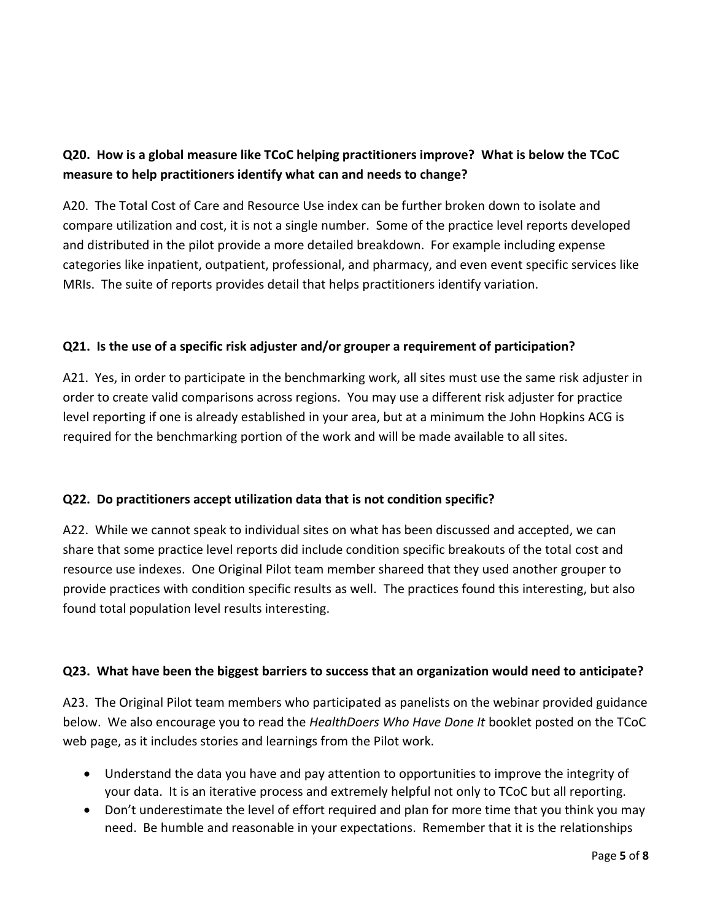**Q20. How is a global measure like TCoC helping practitioners improve? What is below the TCoC measure to help practitioners identify what can and needs to change?**

A20. The Total Cost of Care and Resource Use index can be further broken down to isolate and compare utilization and cost, it is not a single number. Some of the practice level reports developed and distributed in the pilot provide a more detailed breakdown. For example including expense categories like inpatient, outpatient, professional, and pharmacy, and even event specific services like MRIs. The suite of reports provides detail that helps practitioners identify variation.

**Q21. Is the use of a specific risk adjuster and/or grouper a requirement of participation?**

A21. Yes, in order to participate in the benchmarking work, all sites must use the same risk adjuster in order to create valid comparisons across regions. You may use a different risk adjuster for practice level reporting if one is already established in your area, but at a minimum the John Hopkins ACG is required for the benchmarking portion of the work and will be made available to all sites.

**Q22. Do practitioners accept utilization data that is not condition specific?**

A22. While we cannot speak to individual sites on what has been discussed and accepted, we can share that some practice level reports did include condition specific breakouts of the total cost and resource use indexes. One Original Pilot team member shareed that they used another grouper to provide practices with condition specific results as well. The practices found this interesting, but also found total population level results interesting.

**Q23. What have been the biggest barriers to success that an organization would need to anticipate?**

A23. The Original Pilot team members who participated as panelists on the webinar provided guidance below. We also encourage you to read the *HealthDoers Who Have Done It* booklet posted on the TCoC web page, as it includes stories and learnings from the Pilot work.

- Understand the data you have and pay attention to opportunities to improve the integrity of your data. It is an iterative process and extremely helpful not only to TCoC but all reporting.
- Don't underestimate the level of effort required and plan for more time that you think you may need. Be humble and reasonable in your expectations. Remember that it is the relationships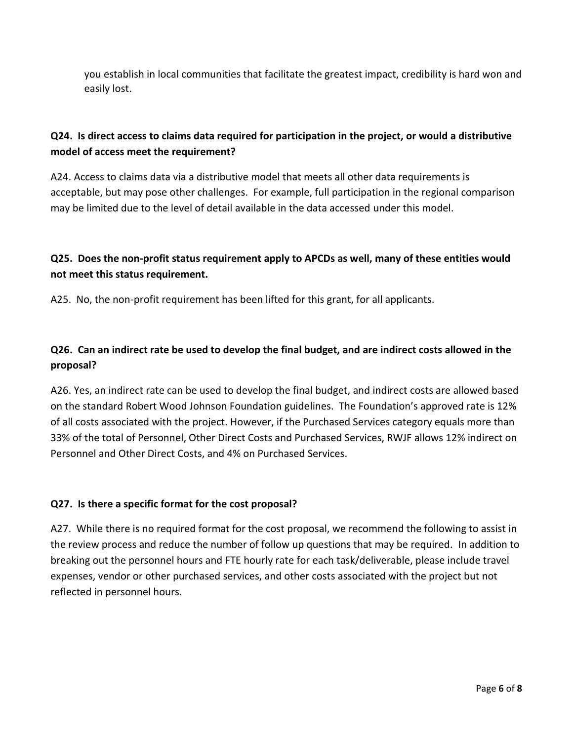you establish in local communities that facilitate the greatest impact, credibility is hard won and easily lost.

**Q24. Is direct access to claims data required for participation in the project, or would a distributive model of access meet the requirement?**

A24. Access to claims data via a distributive model that meets all other data requirements is acceptable, but may pose other challenges. For example, full participation in the regional comparison may be limited due to the level of detail available in the data accessed under this model.

**Q25. Does the non-profit status requirement apply to APCDs as well, many of these entities would not meet this status requirement.**

A25. No, the non-profit requirement has been lifted for this grant, for all applicants.

**Q26. Can an indirect rate be used to develop the final budget, and are indirect costs allowed in the proposal?**

A26. Yes, an indirect rate can be used to develop the final budget, and indirect costs are allowed based on the standard Robert Wood Johnson Foundation guidelines. The Foundation's approved rate is 12% of all costs associated with the project. However, if the Purchased Services category equals more than 33% of the total of Personnel, Other Direct Costs and Purchased Services, RWJF allows 12% indirect on Personnel and Other Direct Costs, and 4% on Purchased Services.

**Q27. Is there a specific format for the cost proposal?**

A27. While there is no required format for the cost proposal, we recommend the following to assist in the review process and reduce the number of follow up questions that may be required. In addition to breaking out the personnel hours and FTE hourly rate for each task/deliverable, please include travel expenses, vendor or other purchased services, and other costs associated with the project but not reflected in personnel hours.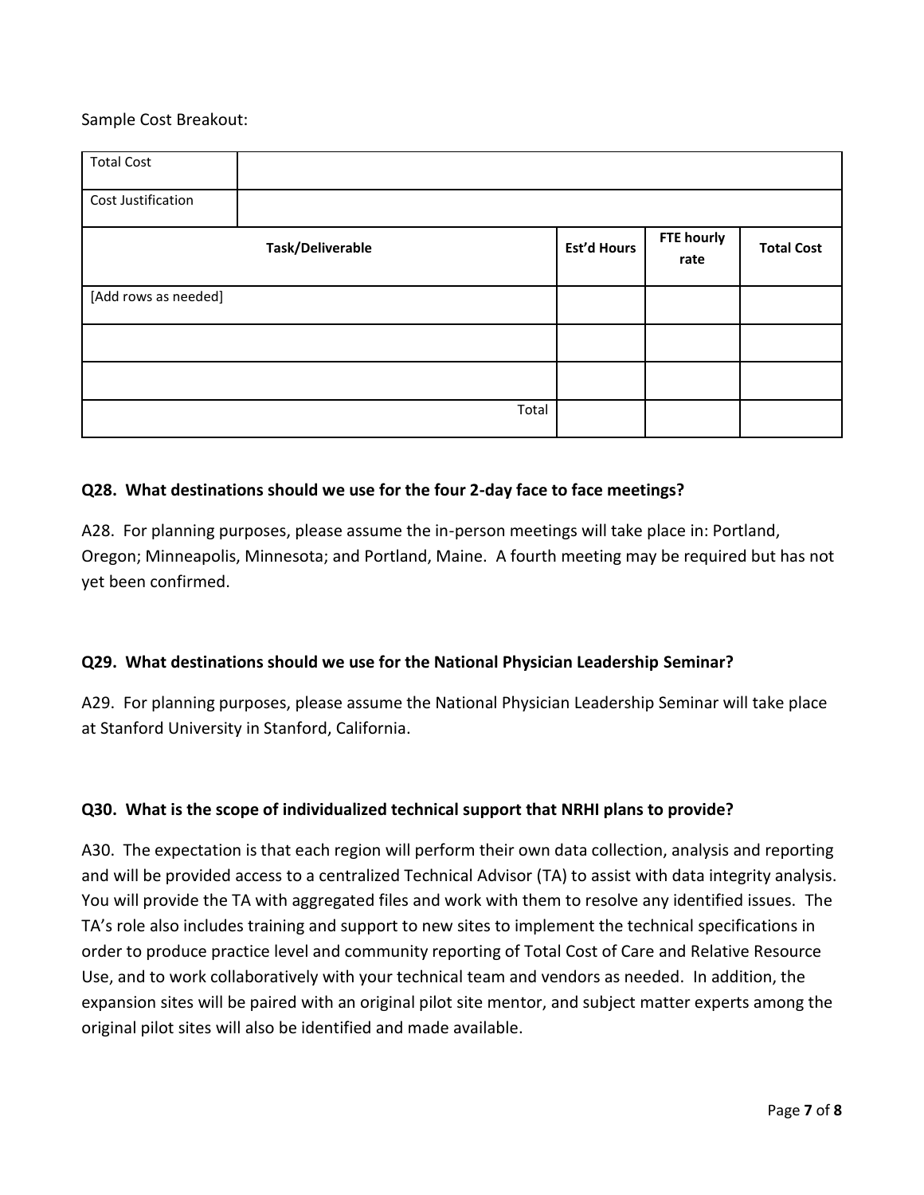Sample Cost Breakout:

| Total Cost | | | | |
|---|---|---|---|---|
| Cost Justification | | | | |
| **Task/Deliverable** | | **Est'd Hours** | **FTE hourly rate** | **Total Cost** |
| [Add rows as needed] | | | | |
| | | | | |
| | | | | |
| | Total | | | |

**Q28. What destinations should we use for the four 2-day face to face meetings?**

A28. For planning purposes, please assume the in-person meetings will take place in: Portland, Oregon; Minneapolis, Minnesota; and Portland, Maine. A fourth meeting may be required but has not yet been confirmed.

**Q29. What destinations should we use for the National Physician Leadership Seminar?**

A29. For planning purposes, please assume the National Physician Leadership Seminar will take place at Stanford University in Stanford, California.

**Q30. What is the scope of individualized technical support that NRHI plans to provide?**

A30. The expectation is that each region will perform their own data collection, analysis and reporting and will be provided access to a centralized Technical Advisor (TA) to assist with data integrity analysis. You will provide the TA with aggregated files and work with them to resolve any identified issues. The TA's role also includes training and support to new sites to implement the technical specifications in order to produce practice level and community reporting of Total Cost of Care and Relative Resource Use, and to work collaboratively with your technical team and vendors as needed. In addition, the expansion sites will be paired with an original pilot site mentor, and subject matter experts among the original pilot sites will also be identified and made available.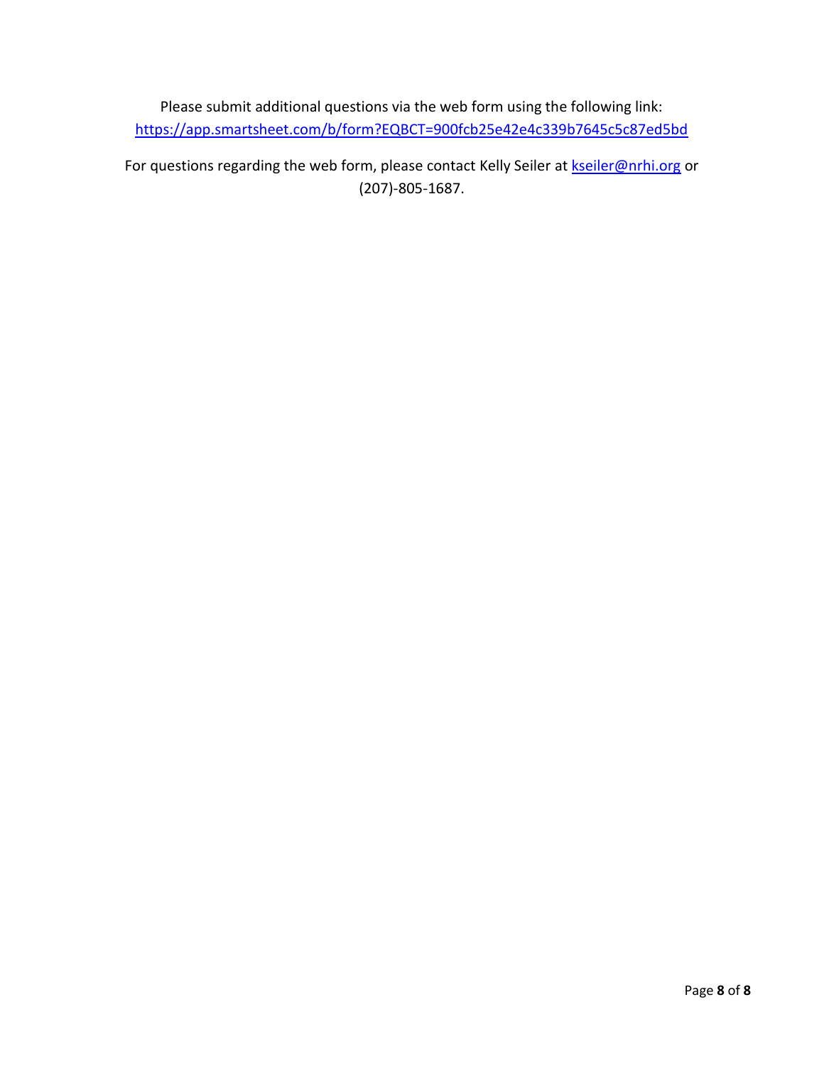Please submit additional questions via the web form using the following link: https://app.smartsheet.com/b/form?EQBCT=900fcb25e42e4c339b7645c5c87ed5bd

For questions regarding the web form, please contact Kelly Seiler at kseiler@nrhi.org or (207)-805-1687.